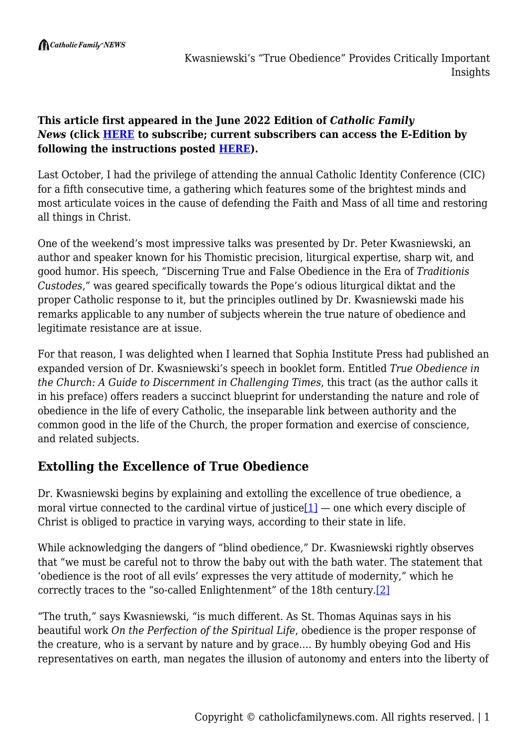**This article first appeared in the June 2022 Edition of *Catholic Family News* (click HERE to subscribe; current subscribers can access the E-Edition by following the instructions posted HERE).**

Last October, I had the privilege of attending the annual Catholic Identity Conference (CIC) for a fifth consecutive time, a gathering which features some of the brightest minds and most articulate voices in the cause of defending the Faith and Mass of all time and restoring all things in Christ.

One of the weekend's most impressive talks was presented by Dr. Peter Kwasniewski, an author and speaker known for his Thomistic precision, liturgical expertise, sharp wit, and good humor. His speech, "Discerning True and False Obedience in the Era of *Traditionis Custodes*," was geared specifically towards the Pope's odious liturgical diktat and the proper Catholic response to it, but the principles outlined by Dr. Kwasniewski made his remarks applicable to any number of subjects wherein the true nature of obedience and legitimate resistance are at issue.

For that reason, I was delighted when I learned that Sophia Institute Press had published an expanded version of Dr. Kwasniewski's speech in booklet form. Entitled *True Obedience in the Church: A Guide to Discernment in Challenging Times*, this tract (as the author calls it in his preface) offers readers a succinct blueprint for understanding the nature and role of obedience in the life of every Catholic, the inseparable link between authority and the common good in the life of the Church, the proper formation and exercise of conscience, and related subjects.

## Extolling the Excellence of True Obedience

Dr. Kwasniewski begins by explaining and extolling the excellence of true obedience, a moral virtue connected to the cardinal virtue of justice[1] — one which every disciple of Christ is obliged to practice in varying ways, according to their state in life.

While acknowledging the dangers of "blind obedience," Dr. Kwasniewski rightly observes that "we must be careful not to throw the baby out with the bath water. The statement that 'obedience is the root of all evils' expresses the very attitude of modernity," which he correctly traces to the "so-called Enlightenment" of the 18th century.[2]

"The truth," says Kwasniewski, "is much different. As St. Thomas Aquinas says in his beautiful work *On the Perfection of the Spiritual Life*, obedience is the proper response of the creature, who is a servant by nature and by grace.... By humbly obeying God and His representatives on earth, man negates the illusion of autonomy and enters into the liberty of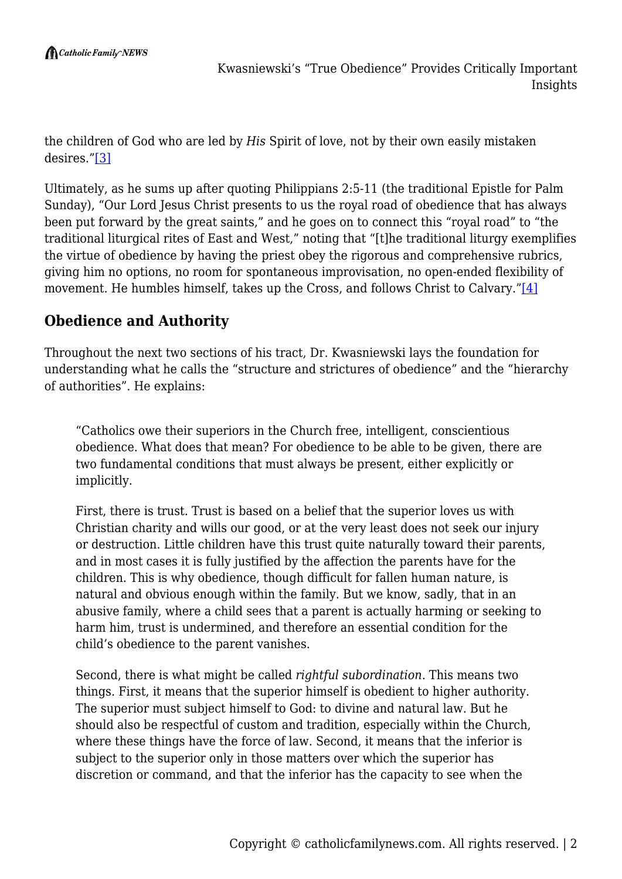the children of God who are led by *His* Spirit of love, not by their own easily mistaken desires."[3]

Ultimately, as he sums up after quoting Philippians 2:5-11 (the traditional Epistle for Palm Sunday), "Our Lord Jesus Christ presents to us the royal road of obedience that has always been put forward by the great saints," and he goes on to connect this "royal road" to "the traditional liturgical rites of East and West," noting that "[t]he traditional liturgy exemplifies the virtue of obedience by having the priest obey the rigorous and comprehensive rubrics, giving him no options, no room for spontaneous improvisation, no open-ended flexibility of movement. He humbles himself, takes up the Cross, and follows Christ to Calvary."[4]

## Obedience and Authority

Throughout the next two sections of his tract, Dr. Kwasniewski lays the foundation for understanding what he calls the "structure and strictures of obedience" and the "hierarchy of authorities". He explains:

> "Catholics owe their superiors in the Church free, intelligent, conscientious obedience. What does that mean? For obedience to be able to be given, there are two fundamental conditions that must always be present, either explicitly or implicitly.
>
> First, there is trust. Trust is based on a belief that the superior loves us with Christian charity and wills our good, or at the very least does not seek our injury or destruction. Little children have this trust quite naturally toward their parents, and in most cases it is fully justified by the affection the parents have for the children. This is why obedience, though difficult for fallen human nature, is natural and obvious enough within the family. But we know, sadly, that in an abusive family, where a child sees that a parent is actually harming or seeking to harm him, trust is undermined, and therefore an essential condition for the child's obedience to the parent vanishes.
>
> Second, there is what might be called *rightful subordination*. This means two things. First, it means that the superior himself is obedient to higher authority. The superior must subject himself to God: to divine and natural law. But he should also be respectful of custom and tradition, especially within the Church, where these things have the force of law. Second, it means that the inferior is subject to the superior only in those matters over which the superior has discretion or command, and that the inferior has the capacity to see when the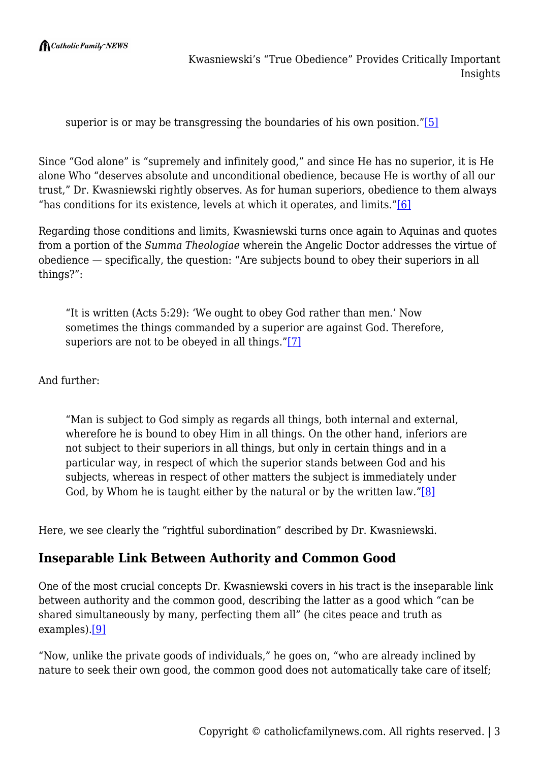> superior is or may be transgressing the boundaries of his own position."[5]

Since "God alone" is "supremely and infinitely good," and since He has no superior, it is He alone Who "deserves absolute and unconditional obedience, because He is worthy of all our trust," Dr. Kwasniewski rightly observes. As for human superiors, obedience to them always "has conditions for its existence, levels at which it operates, and limits."[6]

Regarding those conditions and limits, Kwasniewski turns once again to Aquinas and quotes from a portion of the *Summa Theologiae* wherein the Angelic Doctor addresses the virtue of obedience — specifically, the question: "Are subjects bound to obey their superiors in all things?":

> "It is written (Acts 5:29): 'We ought to obey God rather than men.' Now sometimes the things commanded by a superior are against God. Therefore, superiors are not to be obeyed in all things."[7]

And further:

> "Man is subject to God simply as regards all things, both internal and external, wherefore he is bound to obey Him in all things. On the other hand, inferiors are not subject to their superiors in all things, but only in certain things and in a particular way, in respect of which the superior stands between God and his subjects, whereas in respect of other matters the subject is immediately under God, by Whom he is taught either by the natural or by the written law."[8]

Here, we see clearly the "rightful subordination" described by Dr. Kwasniewski.

## Inseparable Link Between Authority and Common Good

One of the most crucial concepts Dr. Kwasniewski covers in his tract is the inseparable link between authority and the common good, describing the latter as a good which "can be shared simultaneously by many, perfecting them all" (he cites peace and truth as examples).[9]

"Now, unlike the private goods of individuals," he goes on, "who are already inclined by nature to seek their own good, the common good does not automatically take care of itself;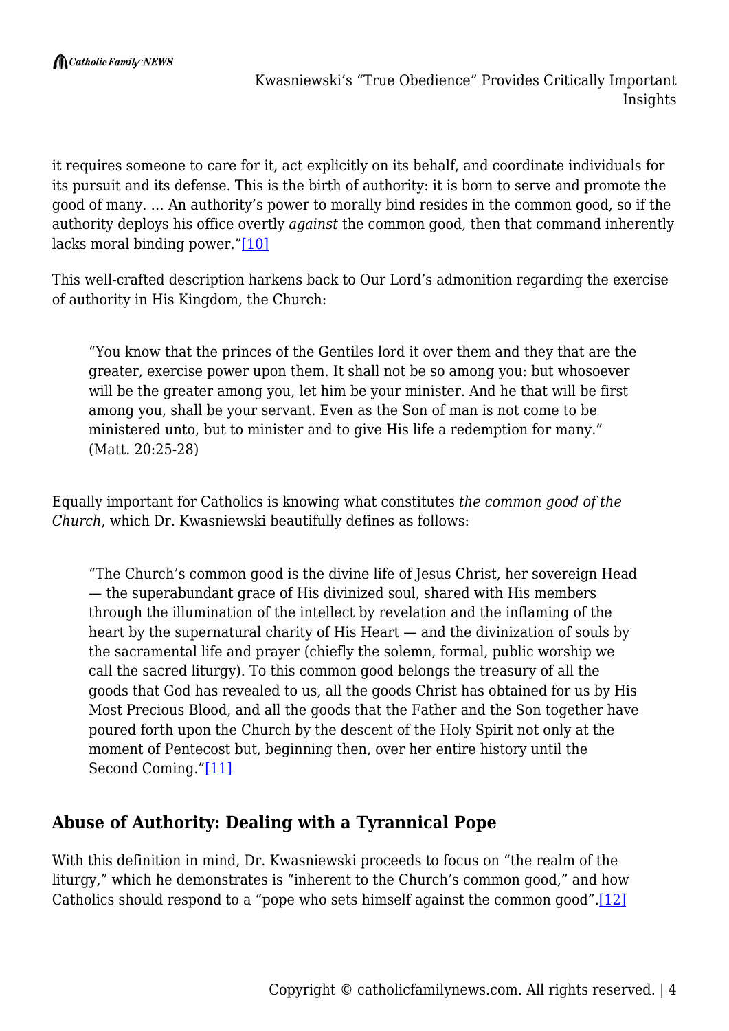it requires someone to care for it, act explicitly on its behalf, and coordinate individuals for its pursuit and its defense. This is the birth of authority: it is born to serve and promote the good of many. … An authority's power to morally bind resides in the common good, so if the authority deploys his office overtly *against* the common good, then that command inherently lacks moral binding power."[10]

This well-crafted description harkens back to Our Lord's admonition regarding the exercise of authority in His Kingdom, the Church:

> "You know that the princes of the Gentiles lord it over them and they that are the greater, exercise power upon them. It shall not be so among you: but whosoever will be the greater among you, let him be your minister. And he that will be first among you, shall be your servant. Even as the Son of man is not come to be ministered unto, but to minister and to give His life a redemption for many." (Matt. 20:25-28)

Equally important for Catholics is knowing what constitutes *the common good of the Church*, which Dr. Kwasniewski beautifully defines as follows:

> "The Church's common good is the divine life of Jesus Christ, her sovereign Head — the superabundant grace of His divinized soul, shared with His members through the illumination of the intellect by revelation and the inflaming of the heart by the supernatural charity of His Heart — and the divinization of souls by the sacramental life and prayer (chiefly the solemn, formal, public worship we call the sacred liturgy). To this common good belongs the treasury of all the goods that God has revealed to us, all the goods Christ has obtained for us by His Most Precious Blood, and all the goods that the Father and the Son together have poured forth upon the Church by the descent of the Holy Spirit not only at the moment of Pentecost but, beginning then, over her entire history until the Second Coming."[11]

## Abuse of Authority: Dealing with a Tyrannical Pope

With this definition in mind, Dr. Kwasniewski proceeds to focus on "the realm of the liturgy," which he demonstrates is "inherent to the Church's common good," and how Catholics should respond to a "pope who sets himself against the common good".[12]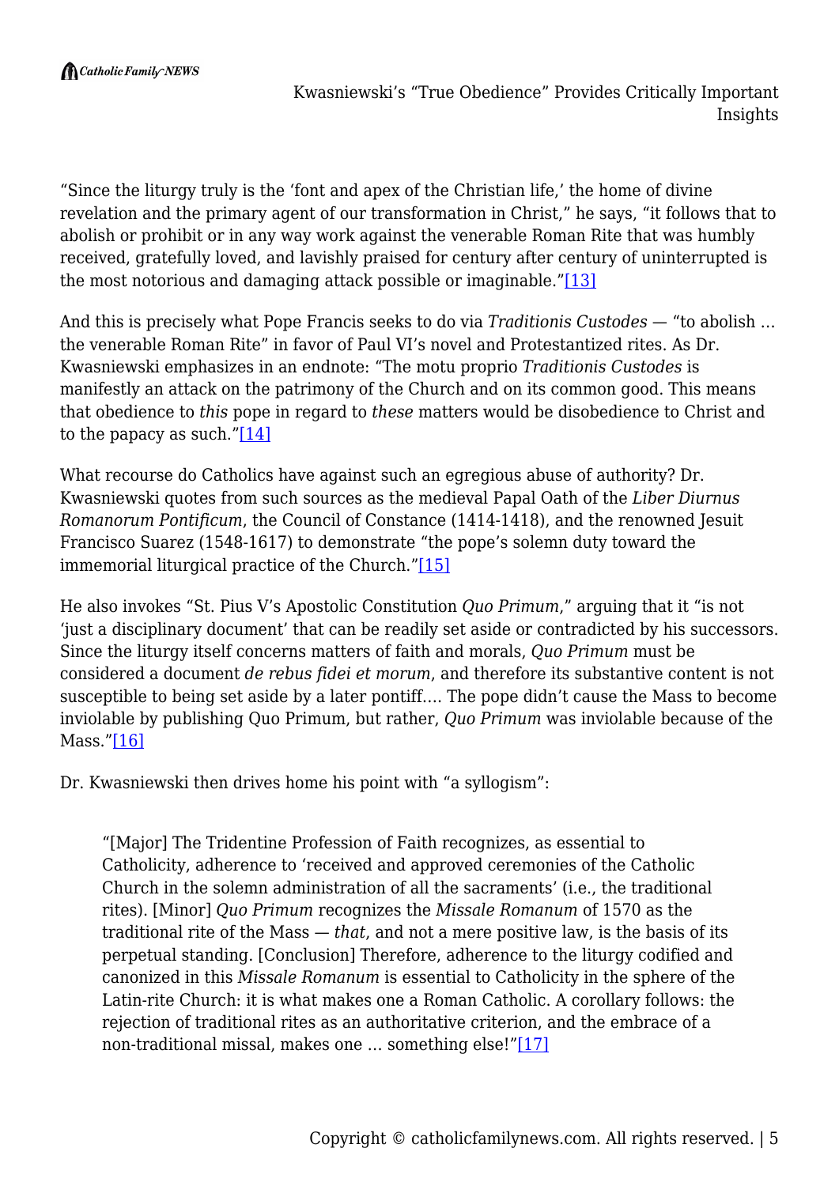"Since the liturgy truly is the 'font and apex of the Christian life,' the home of divine revelation and the primary agent of our transformation in Christ," he says, "it follows that to abolish or prohibit or in any way work against the venerable Roman Rite that was humbly received, gratefully loved, and lavishly praised for century after century of uninterrupted is the most notorious and damaging attack possible or imaginable."[13]

And this is precisely what Pope Francis seeks to do via *Traditionis Custodes* — "to abolish … the venerable Roman Rite" in favor of Paul VI's novel and Protestantized rites. As Dr. Kwasniewski emphasizes in an endnote: "The motu proprio *Traditionis Custodes* is manifestly an attack on the patrimony of the Church and on its common good. This means that obedience to *this* pope in regard to *these* matters would be disobedience to Christ and to the papacy as such."[14]

What recourse do Catholics have against such an egregious abuse of authority? Dr. Kwasniewski quotes from such sources as the medieval Papal Oath of the *Liber Diurnus Romanorum Pontificum*, the Council of Constance (1414-1418), and the renowned Jesuit Francisco Suarez (1548-1617) to demonstrate "the pope's solemn duty toward the immemorial liturgical practice of the Church."[15]

He also invokes "St. Pius V's Apostolic Constitution *Quo Primum*," arguing that it "is not 'just a disciplinary document' that can be readily set aside or contradicted by his successors. Since the liturgy itself concerns matters of faith and morals, *Quo Primum* must be considered a document *de rebus fidei et morum*, and therefore its substantive content is not susceptible to being set aside by a later pontiff…. The pope didn't cause the Mass to become inviolable by publishing Quo Primum, but rather, *Quo Primum* was inviolable because of the Mass."[16]

Dr. Kwasniewski then drives home his point with "a syllogism":

> "[Major] The Tridentine Profession of Faith recognizes, as essential to Catholicity, adherence to 'received and approved ceremonies of the Catholic Church in the solemn administration of all the sacraments' (i.e., the traditional rites). [Minor] *Quo Primum* recognizes the *Missale Romanum* of 1570 as the traditional rite of the Mass — *that*, and not a mere positive law, is the basis of its perpetual standing. [Conclusion] Therefore, adherence to the liturgy codified and canonized in this *Missale Romanum* is essential to Catholicity in the sphere of the Latin-rite Church: it is what makes one a Roman Catholic. A corollary follows: the rejection of traditional rites as an authoritative criterion, and the embrace of a non-traditional missal, makes one … something else!"[17]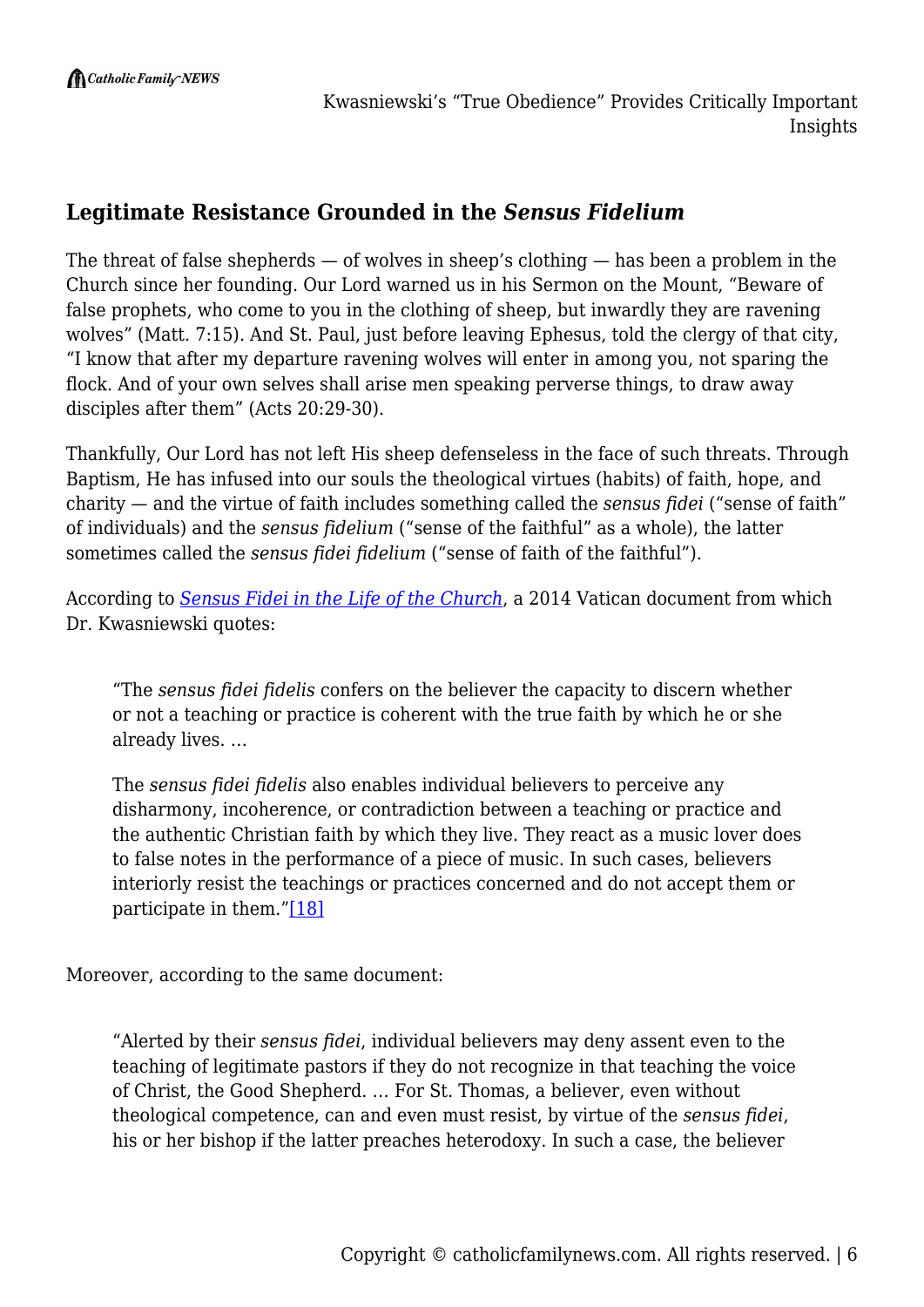## Legitimate Resistance Grounded in the *Sensus Fidelium*

The threat of false shepherds — of wolves in sheep's clothing — has been a problem in the Church since her founding. Our Lord warned us in his Sermon on the Mount, "Beware of false prophets, who come to you in the clothing of sheep, but inwardly they are ravening wolves" (Matt. 7:15). And St. Paul, just before leaving Ephesus, told the clergy of that city, "I know that after my departure ravening wolves will enter in among you, not sparing the flock. And of your own selves shall arise men speaking perverse things, to draw away disciples after them" (Acts 20:29-30).

Thankfully, Our Lord has not left His sheep defenseless in the face of such threats. Through Baptism, He has infused into our souls the theological virtues (habits) of faith, hope, and charity — and the virtue of faith includes something called the *sensus fidei* ("sense of faith" of individuals) and the *sensus fidelium* ("sense of the faithful" as a whole), the latter sometimes called the *sensus fidei fidelium* ("sense of faith of the faithful").

According to *Sensus Fidei in the Life of the Church*, a 2014 Vatican document from which Dr. Kwasniewski quotes:

> "The *sensus fidei fidelis* confers on the believer the capacity to discern whether or not a teaching or practice is coherent with the true faith by which he or she already lives. …
>
> The *sensus fidei fidelis* also enables individual believers to perceive any disharmony, incoherence, or contradiction between a teaching or practice and the authentic Christian faith by which they live. They react as a music lover does to false notes in the performance of a piece of music. In such cases, believers interiorly resist the teachings or practices concerned and do not accept them or participate in them."[18]

Moreover, according to the same document:

> "Alerted by their *sensus fidei*, individual believers may deny assent even to the teaching of legitimate pastors if they do not recognize in that teaching the voice of Christ, the Good Shepherd. … For St. Thomas, a believer, even without theological competence, can and even must resist, by virtue of the *sensus fidei*, his or her bishop if the latter preaches heterodoxy. In such a case, the believer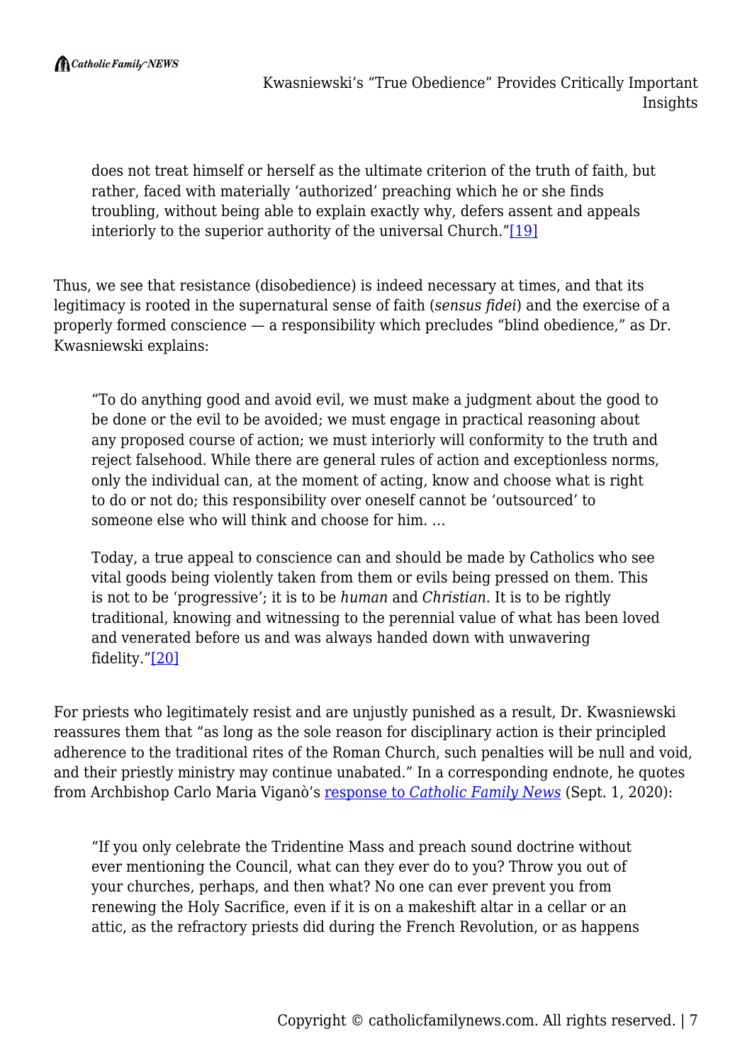> does not treat himself or herself as the ultimate criterion of the truth of faith, but rather, faced with materially 'authorized' preaching which he or she finds troubling, without being able to explain exactly why, defers assent and appeals interiorly to the superior authority of the universal Church."[19]

Thus, we see that resistance (disobedience) is indeed necessary at times, and that its legitimacy is rooted in the supernatural sense of faith (*sensus fidei*) and the exercise of a properly formed conscience — a responsibility which precludes "blind obedience," as Dr. Kwasniewski explains:

> "To do anything good and avoid evil, we must make a judgment about the good to be done or the evil to be avoided; we must engage in practical reasoning about any proposed course of action; we must interiorly will conformity to the truth and reject falsehood. While there are general rules of action and exceptionless norms, only the individual can, at the moment of acting, know and choose what is right to do or not do; this responsibility over oneself cannot be 'outsourced' to someone else who will think and choose for him. …
>
> Today, a true appeal to conscience can and should be made by Catholics who see vital goods being violently taken from them or evils being pressed on them. This is not to be 'progressive'; it is to be *human* and *Christian*. It is to be rightly traditional, knowing and witnessing to the perennial value of what has been loved and venerated before us and was always handed down with unwavering fidelity."[20]

For priests who legitimately resist and are unjustly punished as a result, Dr. Kwasniewski reassures them that "as long as the sole reason for disciplinary action is their principled adherence to the traditional rites of the Roman Church, such penalties will be null and void, and their priestly ministry may continue unabated." In a corresponding endnote, he quotes from Archbishop Carlo Maria Viganò's response to *Catholic Family News* (Sept. 1, 2020):

> "If you only celebrate the Tridentine Mass and preach sound doctrine without ever mentioning the Council, what can they ever do to you? Throw you out of your churches, perhaps, and then what? No one can ever prevent you from renewing the Holy Sacrifice, even if it is on a makeshift altar in a cellar or an attic, as the refractory priests did during the French Revolution, or as happens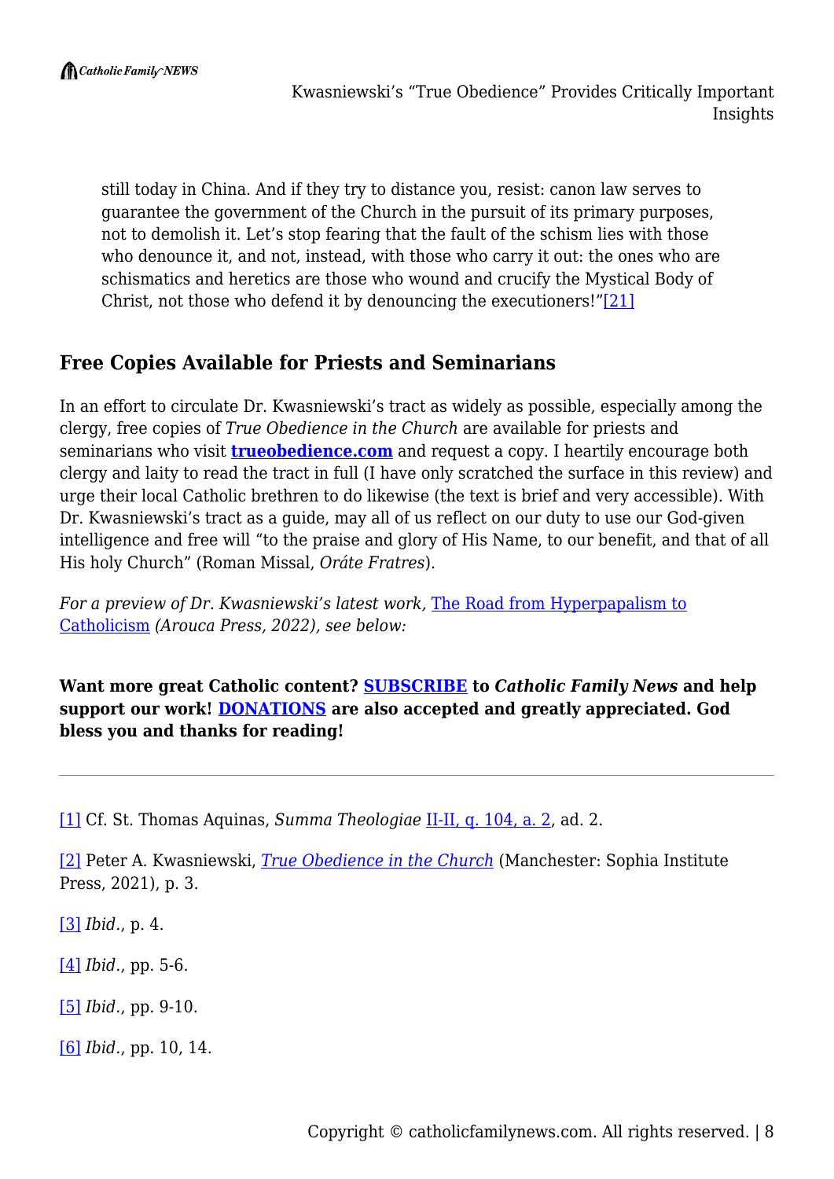still today in China. And if they try to distance you, resist: canon law serves to guarantee the government of the Church in the pursuit of its primary purposes, not to demolish it. Let's stop fearing that the fault of the schism lies with those who denounce it, and not, instead, with those who carry it out: the ones who are schismatics and heretics are those who wound and crucify the Mystical Body of Christ, not those who defend it by denouncing the executioners!"[21]

### Free Copies Available for Priests and Seminarians

In an effort to circulate Dr. Kwasniewski's tract as widely as possible, especially among the clergy, free copies of *True Obedience in the Church* are available for priests and seminarians who visit **trueobedience.com** and request a copy. I heartily encourage both clergy and laity to read the tract in full (I have only scratched the surface in this review) and urge their local Catholic brethren to do likewise (the text is brief and very accessible). With Dr. Kwasniewski's tract as a guide, may all of us reflect on our duty to use our God-given intelligence and free will "to the praise and glory of His Name, to our benefit, and that of all His holy Church" (Roman Missal, *Oráte Fratres*).

*For a preview of Dr. Kwasniewski's latest work,* The Road from Hyperpapalism to Catholicism *(Arouca Press, 2022), see below:*

**Want more great Catholic content? SUBSCRIBE to *Catholic Family News* and help support our work! DONATIONS are also accepted and greatly appreciated. God bless you and thanks for reading!**

---

[1] Cf. St. Thomas Aquinas, *Summa Theologiae* II-II, q. 104, a. 2, ad. 2.

[2] Peter A. Kwasniewski, *True Obedience in the Church* (Manchester: Sophia Institute Press, 2021), p. 3.

[3] *Ibid.*, p. 4.

[4] *Ibid.*, pp. 5-6.

[5] *Ibid.*, pp. 9-10.

[6] *Ibid.*, pp. 10, 14.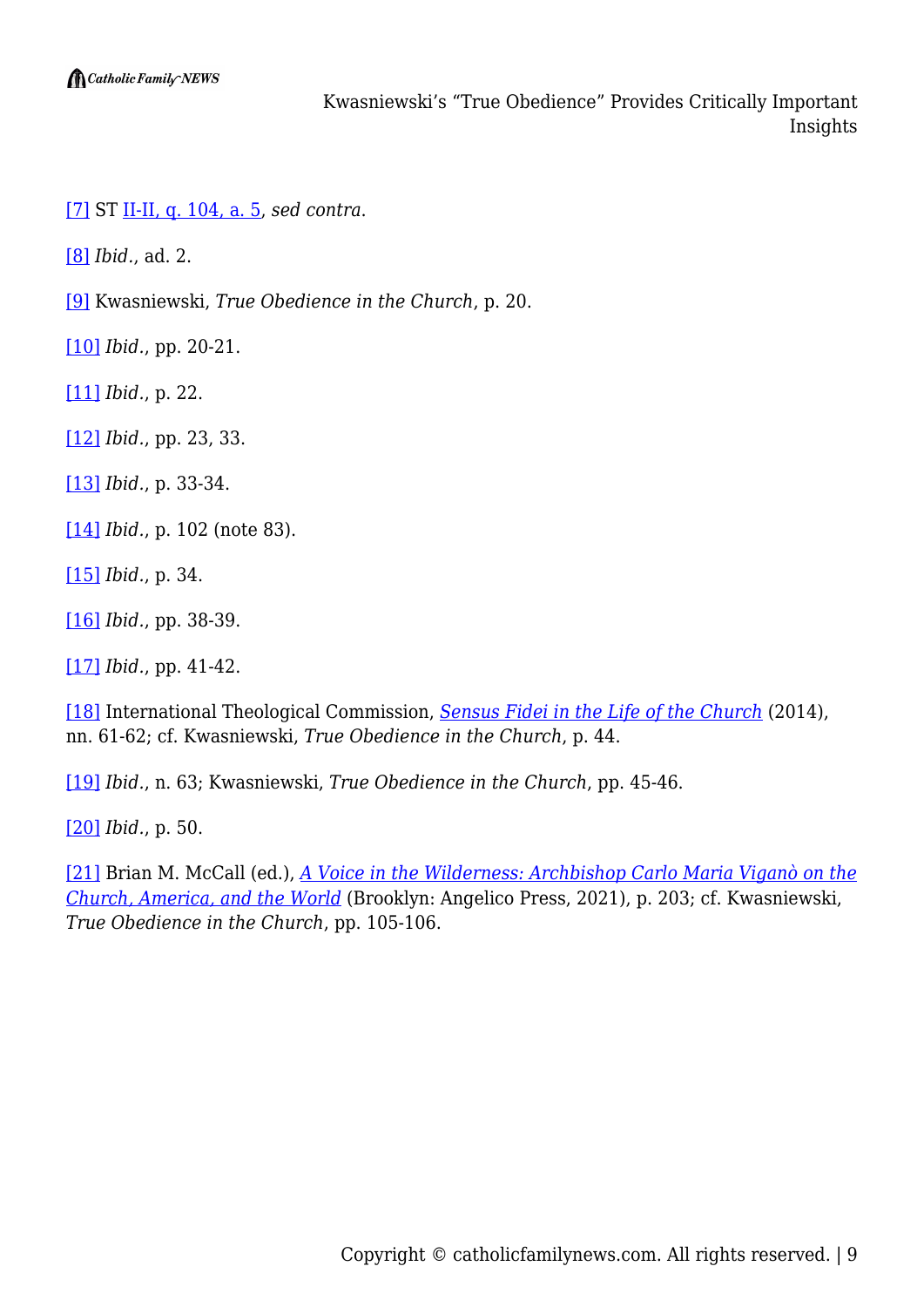[7] ST II-II, q. 104, a. 5, *sed contra*.

[8] *Ibid.*, ad. 2.

[9] Kwasniewski, *True Obedience in the Church*, p. 20.

[10] *Ibid.*, pp. 20-21.

[11] *Ibid.*, p. 22.

[12] *Ibid.*, pp. 23, 33.

[13] *Ibid.*, p. 33-34.

[14] *Ibid.*, p. 102 (note 83).

[15] *Ibid.*, p. 34.

[16] *Ibid.*, pp. 38-39.

[17] *Ibid.*, pp. 41-42.

[18] International Theological Commission, *Sensus Fidei in the Life of the Church* (2014), nn. 61-62; cf. Kwasniewski, *True Obedience in the Church*, p. 44.

[19] *Ibid.*, n. 63; Kwasniewski, *True Obedience in the Church*, pp. 45-46.

[20] *Ibid.*, p. 50.

[21] Brian M. McCall (ed.), *A Voice in the Wilderness: Archbishop Carlo Maria Viganò on the Church, America, and the World* (Brooklyn: Angelico Press, 2021), p. 203; cf. Kwasniewski, *True Obedience in the Church*, pp. 105-106.